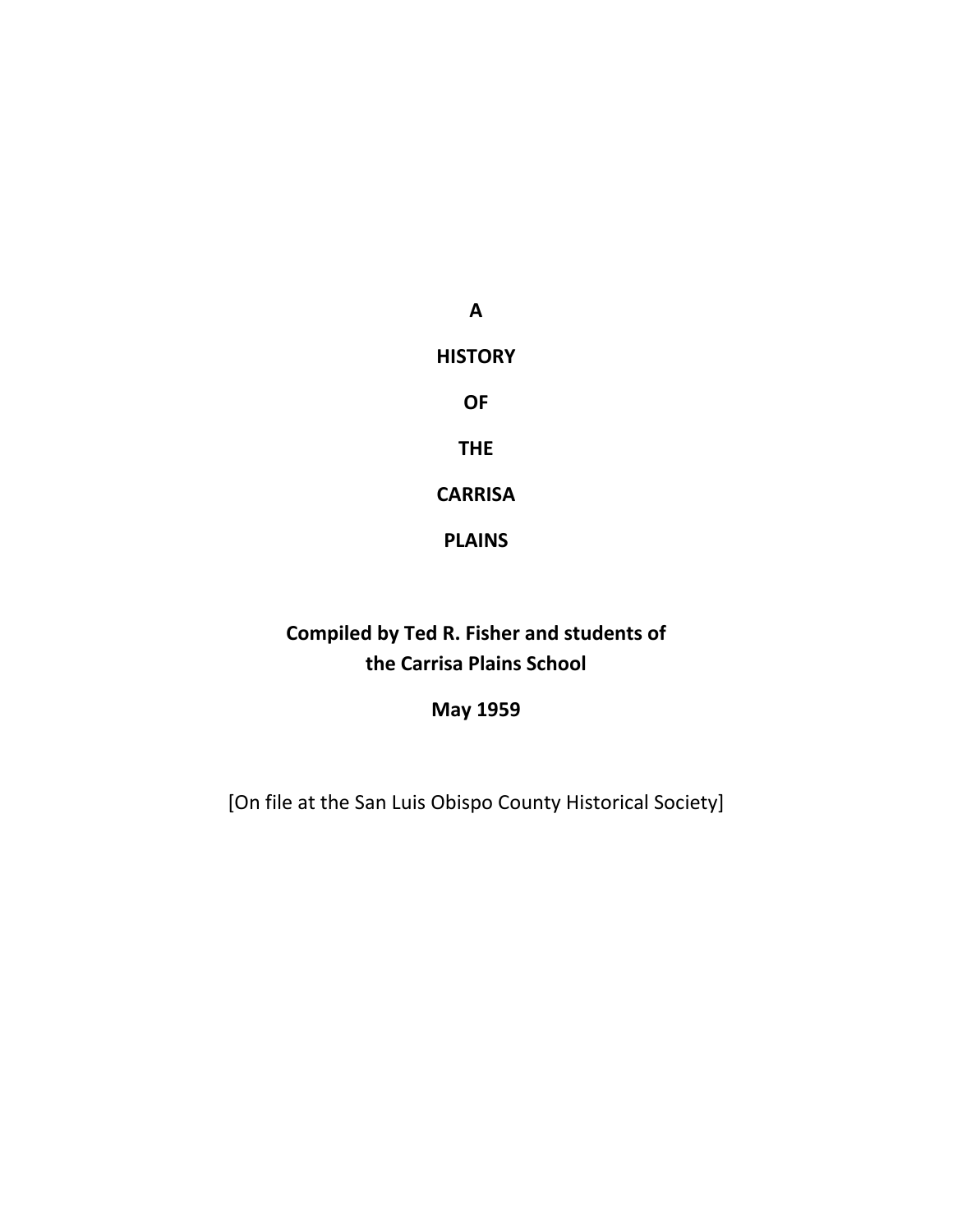# A HISTORY OF THE CARRISA PLAINS

**Compiled by Ted R. Fisher and students of the Carrisa Plains School**

**May 1959**

[On file at the San Luis Obispo County Historical Society]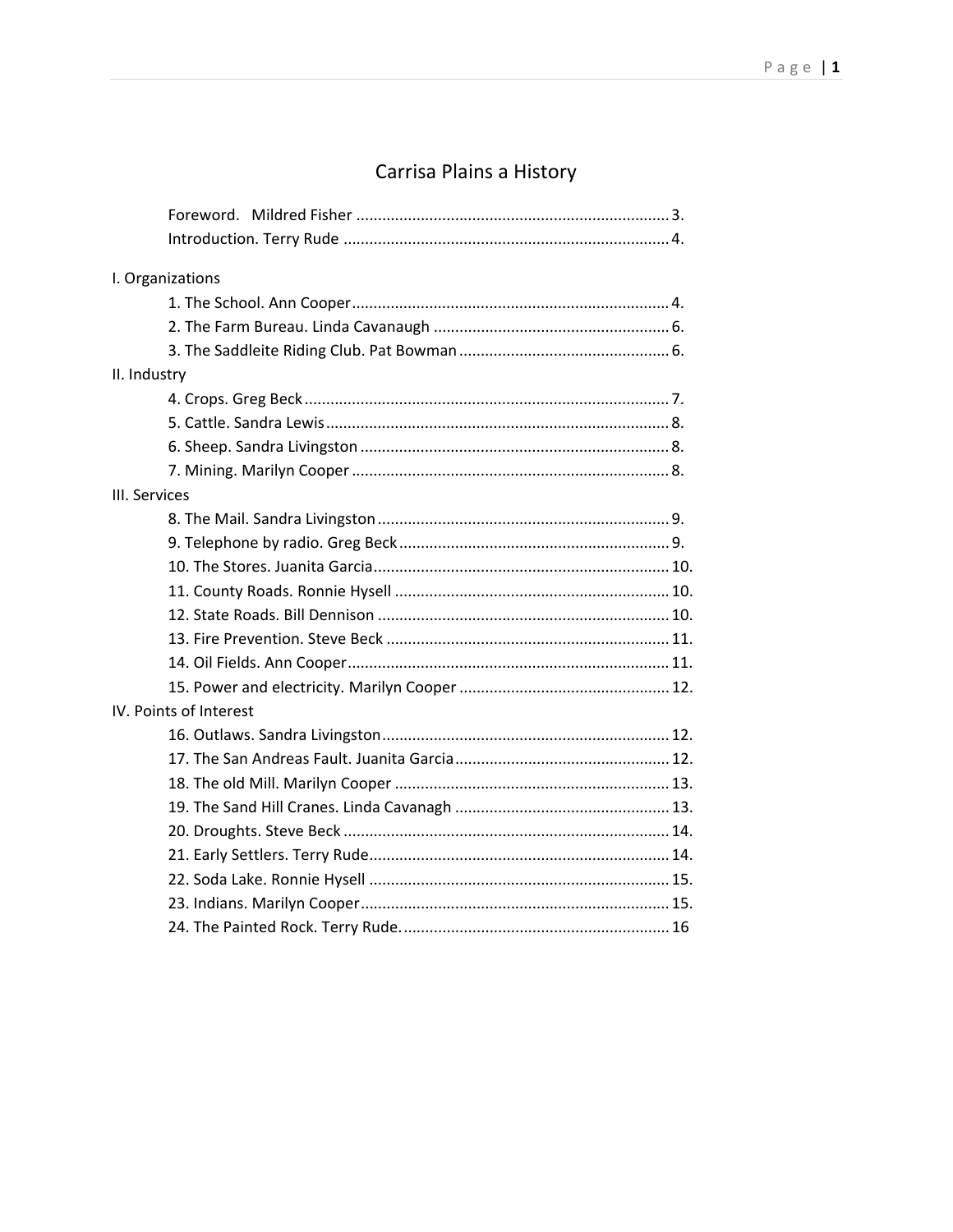# Carrisa Plains a History

Foreword. Mildred Fisher ........................................................................ 3.
Introduction. Terry Rude ........................................................................... 4.

I. Organizations
- 1. The School. Ann Cooper ......................................................................... 4.
- 2. The Farm Bureau. Linda Cavanaugh ...................................................... 6.
- 3. The Saddleite Riding Club. Pat Bowman ................................................ 6.

II. Industry
- 4. Crops. Greg Beck .................................................................................... 7.
- 5. Cattle. Sandra Lewis ............................................................................... 8.
- 6. Sheep. Sandra Livingston ....................................................................... 8.
- 7. Mining. Marilyn Cooper ......................................................................... 8.

III. Services
- 8. The Mail. Sandra Livingston ................................................................... 9.
- 9. Telephone by radio. Greg Beck .............................................................. 9.
- 10. The Stores. Juanita Garcia .................................................................... 10.
- 11. County Roads. Ronnie Hysell ............................................................... 10.
- 12. State Roads. Bill Dennison ................................................................... 10.
- 13. Fire Prevention. Steve Beck ................................................................. 11.
- 14. Oil Fields. Ann Cooper .......................................................................... 11.
- 15. Power and electricity. Marilyn Cooper ................................................ 12.

IV. Points of Interest
- 16. Outlaws. Sandra Livingston .................................................................. 12.
- 17. The San Andreas Fault. Juanita Garcia ................................................. 12.
- 18. The old Mill. Marilyn Cooper ............................................................... 13.
- 19. The Sand Hill Cranes. Linda Cavanagh ................................................. 13.
- 20. Droughts. Steve Beck ........................................................................... 14.
- 21. Early Settlers. Terry Rude ..................................................................... 14.
- 22. Soda Lake. Ronnie Hysell ..................................................................... 15.
- 23. Indians. Marilyn Cooper ....................................................................... 15.
- 24. The Painted Rock. Terry Rude. ............................................................. 16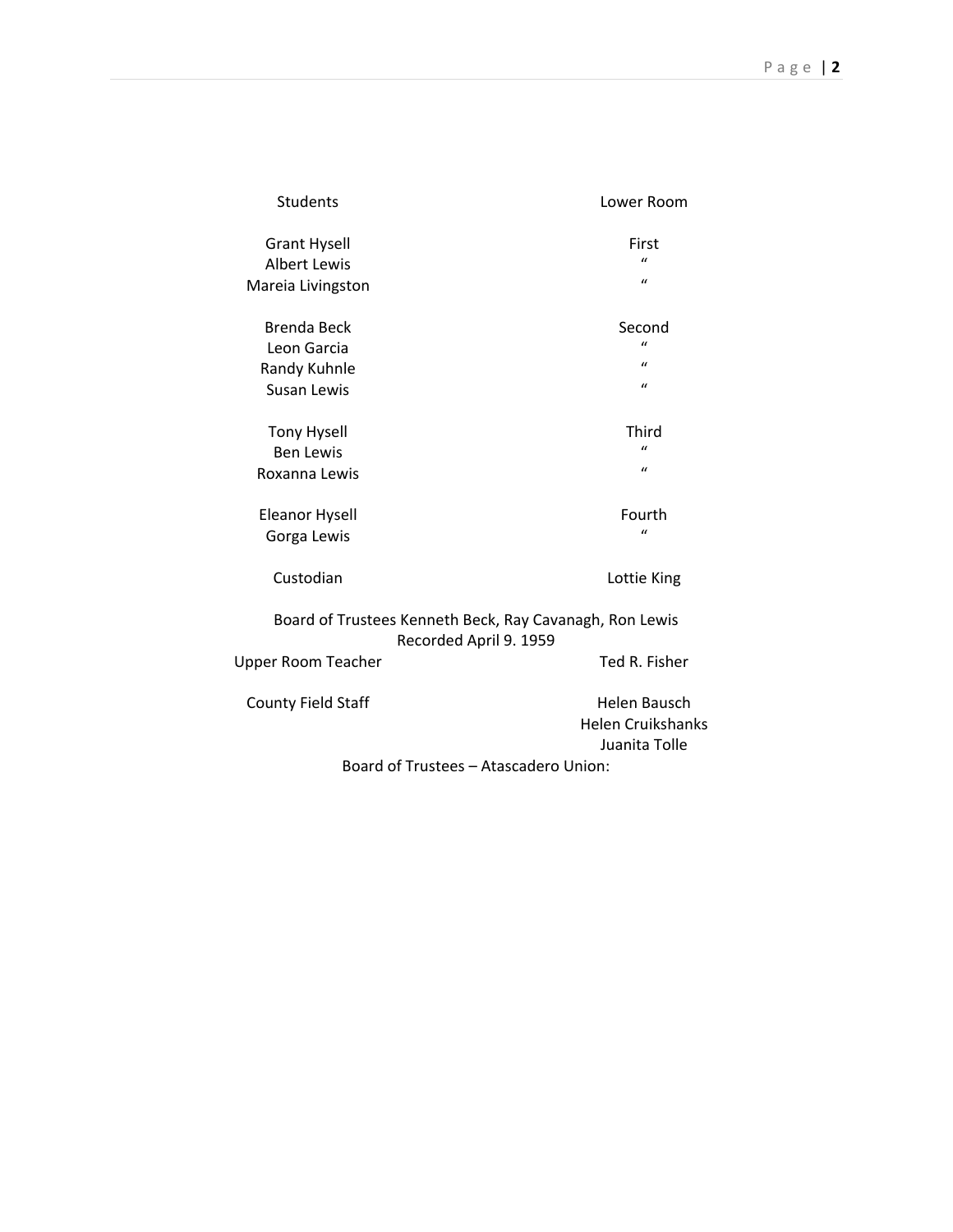| Students | Lower Room |
|---|---|
| Grant Hysell | First |
| Albert Lewis | " |
| Mareia Livingston | " |
| | |
| Brenda Beck | Second |
| Leon Garcia | " |
| Randy Kuhnle | " |
| Susan Lewis | " |
| | |
| Tony Hysell | Third |
| Ben Lewis | " |
| Roxanna Lewis | " |
| | |
| Eleanor Hysell | Fourth |
| Gorga Lewis | " |
| | |
| Custodian | Lottie King |

Board of Trustees Kenneth Beck, Ray Cavanagh, Ron Lewis
Recorded April 9. 1959

| | |
|---|---|
| Upper Room Teacher | Ted R. Fisher |
| | |
| County Field Staff | Helen Bausch |
| | Helen Cruikshanks |
| | Juanita Tolle |

Board of Trustees – Atascadero Union: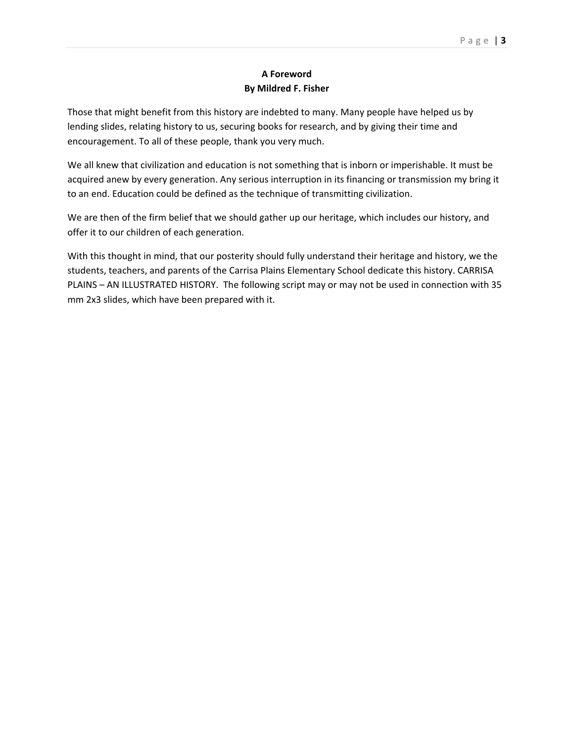**A Foreword**
**By Mildred F. Fisher**

Those that might benefit from this history are indebted to many. Many people have helped us by lending slides, relating history to us, securing books for research, and by giving their time and encouragement. To all of these people, thank you very much.

We all knew that civilization and education is not something that is inborn or imperishable. It must be acquired anew by every generation. Any serious interruption in its financing or transmission my bring it to an end. Education could be defined as the technique of transmitting civilization.

We are then of the firm belief that we should gather up our heritage, which includes our history, and offer it to our children of each generation.

With this thought in mind, that our posterity should fully understand their heritage and history, we the students, teachers, and parents of the Carrisa Plains Elementary School dedicate this history. CARRISA PLAINS – AN ILLUSTRATED HISTORY. The following script may or may not be used in connection with 35 mm 2x3 slides, which have been prepared with it.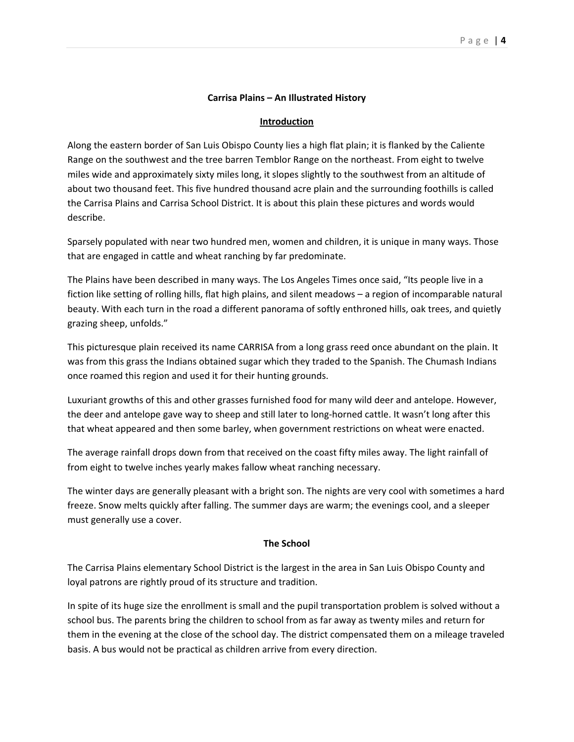**Carrisa Plains – An Illustrated History**

## Introduction

Along the eastern border of San Luis Obispo County lies a high flat plain; it is flanked by the Caliente Range on the southwest and the tree barren Temblor Range on the northeast. From eight to twelve miles wide and approximately sixty miles long, it slopes slightly to the southwest from an altitude of about two thousand feet. This five hundred thousand acre plain and the surrounding foothills is called the Carrisa Plains and Carrisa School District. It is about this plain these pictures and words would describe.

Sparsely populated with near two hundred men, women and children, it is unique in many ways. Those that are engaged in cattle and wheat ranching by far predominate.

The Plains have been described in many ways. The Los Angeles Times once said, "Its people live in a fiction like setting of rolling hills, flat high plains, and silent meadows – a region of incomparable natural beauty. With each turn in the road a different panorama of softly enthroned hills, oak trees, and quietly grazing sheep, unfolds."

This picturesque plain received its name CARRISA from a long grass reed once abundant on the plain. It was from this grass the Indians obtained sugar which they traded to the Spanish. The Chumash Indians once roamed this region and used it for their hunting grounds.

Luxuriant growths of this and other grasses furnished food for many wild deer and antelope. However, the deer and antelope gave way to sheep and still later to long-horned cattle. It wasn't long after this that wheat appeared and then some barley, when government restrictions on wheat were enacted.

The average rainfall drops down from that received on the coast fifty miles away. The light rainfall of from eight to twelve inches yearly makes fallow wheat ranching necessary.

The winter days are generally pleasant with a bright son. The nights are very cool with sometimes a hard freeze. Snow melts quickly after falling. The summer days are warm; the evenings cool, and a sleeper must generally use a cover.

## The School

The Carrisa Plains elementary School District is the largest in the area in San Luis Obispo County and loyal patrons are rightly proud of its structure and tradition.

In spite of its huge size the enrollment is small and the pupil transportation problem is solved without a school bus. The parents bring the children to school from as far away as twenty miles and return for them in the evening at the close of the school day. The district compensated them on a mileage traveled basis. A bus would not be practical as children arrive from every direction.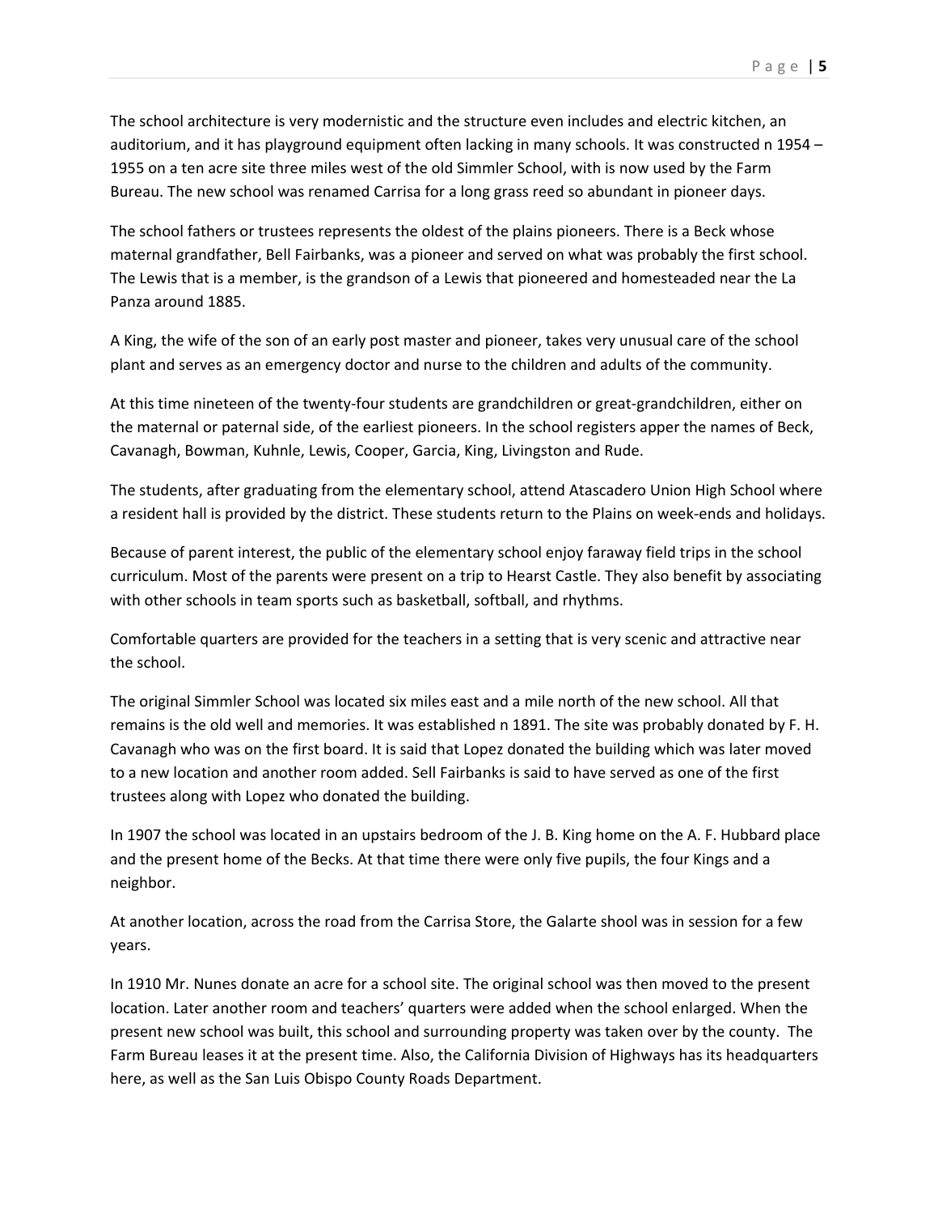The school architecture is very modernistic and the structure even includes and electric kitchen, an auditorium, and it has playground equipment often lacking in many schools. It was constructed n 1954 – 1955 on a ten acre site three miles west of the old Simmler School, with is now used by the Farm Bureau. The new school was renamed Carrisa for a long grass reed so abundant in pioneer days.

The school fathers or trustees represents the oldest of the plains pioneers. There is a Beck whose maternal grandfather, Bell Fairbanks, was a pioneer and served on what was probably the first school. The Lewis that is a member, is the grandson of a Lewis that pioneered and homesteaded near the La Panza around 1885.

A King, the wife of the son of an early post master and pioneer, takes very unusual care of the school plant and serves as an emergency doctor and nurse to the children and adults of the community.

At this time nineteen of the twenty-four students are grandchildren or great-grandchildren, either on the maternal or paternal side, of the earliest pioneers. In the school registers apper the names of Beck, Cavanagh, Bowman, Kuhnle, Lewis, Cooper, Garcia, King, Livingston and Rude.

The students, after graduating from the elementary school, attend Atascadero Union High School where a resident hall is provided by the district. These students return to the Plains on week-ends and holidays.

Because of parent interest, the public of the elementary school enjoy faraway field trips in the school curriculum. Most of the parents were present on a trip to Hearst Castle. They also benefit by associating with other schools in team sports such as basketball, softball, and rhythms.

Comfortable quarters are provided for the teachers in a setting that is very scenic and attractive near the school.

The original Simmler School was located six miles east and a mile north of the new school. All that remains is the old well and memories. It was established n 1891. The site was probably donated by F. H. Cavanagh who was on the first board. It is said that Lopez donated the building which was later moved to a new location and another room added. Sell Fairbanks is said to have served as one of the first trustees along with Lopez who donated the building.

In 1907 the school was located in an upstairs bedroom of the J. B. King home on the A. F. Hubbard place and the present home of the Becks. At that time there were only five pupils, the four Kings and a neighbor.

At another location, across the road from the Carrisa Store, the Galarte shool was in session for a few years.

In 1910 Mr. Nunes donate an acre for a school site. The original school was then moved to the present location. Later another room and teachers' quarters were added when the school enlarged. When the present new school was built, this school and surrounding property was taken over by the county. The Farm Bureau leases it at the present time. Also, the California Division of Highways has its headquarters here, as well as the San Luis Obispo County Roads Department.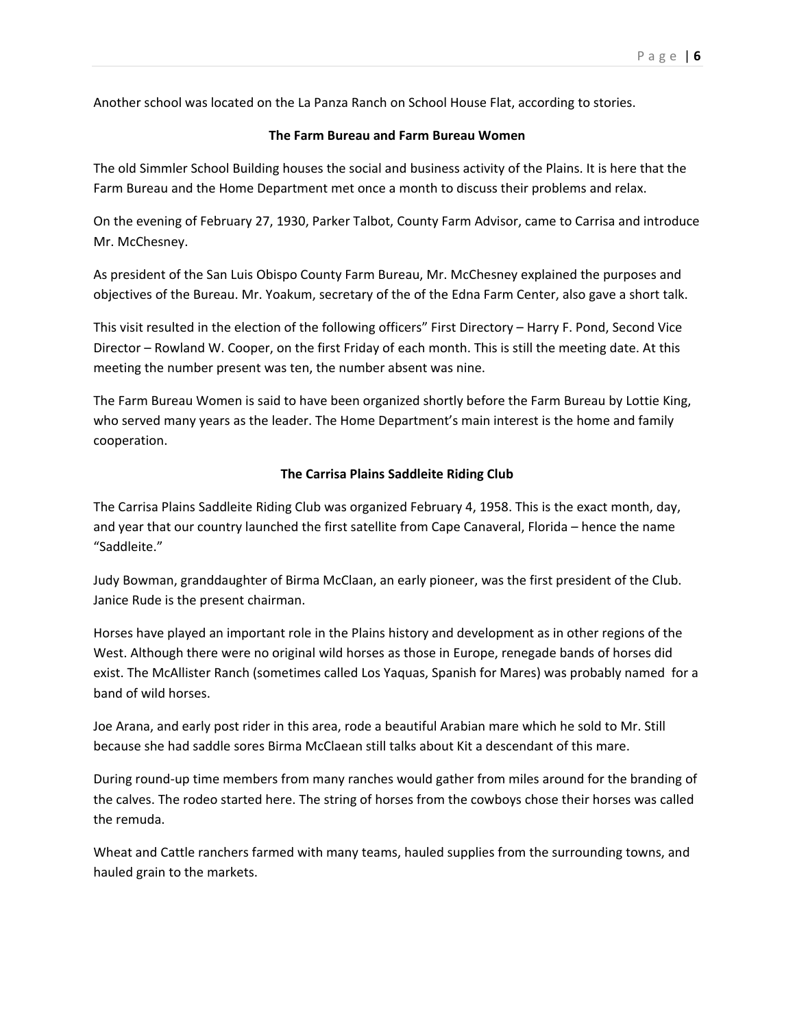Another school was located on the La Panza Ranch on School House Flat, according to stories.

### The Farm Bureau and Farm Bureau Women

The old Simmler School Building houses the social and business activity of the Plains. It is here that the Farm Bureau and the Home Department met once a month to discuss their problems and relax.

On the evening of February 27, 1930, Parker Talbot, County Farm Advisor, came to Carrisa and introduce Mr. McChesney.

As president of the San Luis Obispo County Farm Bureau, Mr. McChesney explained the purposes and objectives of the Bureau. Mr. Yoakum, secretary of the of the Edna Farm Center, also gave a short talk.

This visit resulted in the election of the following officers" First Directory – Harry F. Pond, Second Vice Director – Rowland W. Cooper, on the first Friday of each month. This is still the meeting date. At this meeting the number present was ten, the number absent was nine.

The Farm Bureau Women is said to have been organized shortly before the Farm Bureau by Lottie King, who served many years as the leader. The Home Department's main interest is the home and family cooperation.

### The Carrisa Plains Saddleite Riding Club

The Carrisa Plains Saddleite Riding Club was organized February 4, 1958. This is the exact month, day, and year that our country launched the first satellite from Cape Canaveral, Florida – hence the name "Saddleite."

Judy Bowman, granddaughter of Birma McClaan, an early pioneer, was the first president of the Club. Janice Rude is the present chairman.

Horses have played an important role in the Plains history and development as in other regions of the West. Although there were no original wild horses as those in Europe, renegade bands of horses did exist. The McAllister Ranch (sometimes called Los Yaquas, Spanish for Mares) was probably named for a band of wild horses.

Joe Arana, and early post rider in this area, rode a beautiful Arabian mare which he sold to Mr. Still because she had saddle sores Birma McClaean still talks about Kit a descendant of this mare.

During round-up time members from many ranches would gather from miles around for the branding of the calves. The rodeo started here. The string of horses from the cowboys chose their horses was called the remuda.

Wheat and Cattle ranchers farmed with many teams, hauled supplies from the surrounding towns, and hauled grain to the markets.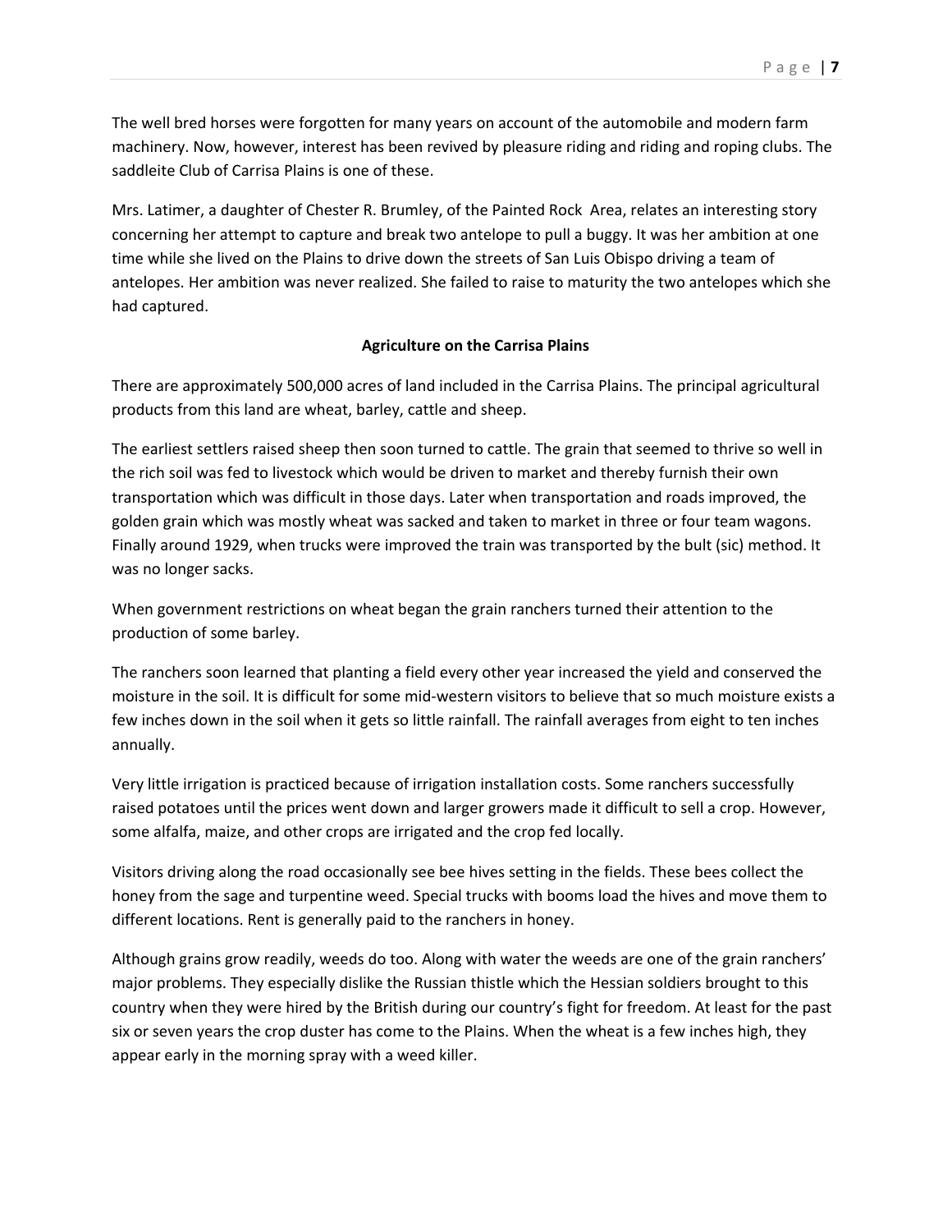The well bred horses were forgotten for many years on account of the automobile and modern farm machinery. Now, however, interest has been revived by pleasure riding and riding and roping clubs. The saddleite Club of Carrisa Plains is one of these.

Mrs. Latimer, a daughter of Chester R. Brumley, of the Painted Rock Area, relates an interesting story concerning her attempt to capture and break two antelope to pull a buggy. It was her ambition at one time while she lived on the Plains to drive down the streets of San Luis Obispo driving a team of antelopes. Her ambition was never realized. She failed to raise to maturity the two antelopes which she had captured.

## Agriculture on the Carrisa Plains

There are approximately 500,000 acres of land included in the Carrisa Plains. The principal agricultural products from this land are wheat, barley, cattle and sheep.

The earliest settlers raised sheep then soon turned to cattle. The grain that seemed to thrive so well in the rich soil was fed to livestock which would be driven to market and thereby furnish their own transportation which was difficult in those days. Later when transportation and roads improved, the golden grain which was mostly wheat was sacked and taken to market in three or four team wagons. Finally around 1929, when trucks were improved the train was transported by the bult (sic) method. It was no longer sacks.

When government restrictions on wheat began the grain ranchers turned their attention to the production of some barley.

The ranchers soon learned that planting a field every other year increased the yield and conserved the moisture in the soil. It is difficult for some mid-western visitors to believe that so much moisture exists a few inches down in the soil when it gets so little rainfall. The rainfall averages from eight to ten inches annually.

Very little irrigation is practiced because of irrigation installation costs. Some ranchers successfully raised potatoes until the prices went down and larger growers made it difficult to sell a crop. However, some alfalfa, maize, and other crops are irrigated and the crop fed locally.

Visitors driving along the road occasionally see bee hives setting in the fields. These bees collect the honey from the sage and turpentine weed. Special trucks with booms load the hives and move them to different locations. Rent is generally paid to the ranchers in honey.

Although grains grow readily, weeds do too. Along with water the weeds are one of the grain ranchers' major problems. They especially dislike the Russian thistle which the Hessian soldiers brought to this country when they were hired by the British during our country's fight for freedom. At least for the past six or seven years the crop duster has come to the Plains. When the wheat is a few inches high, they appear early in the morning spray with a weed killer.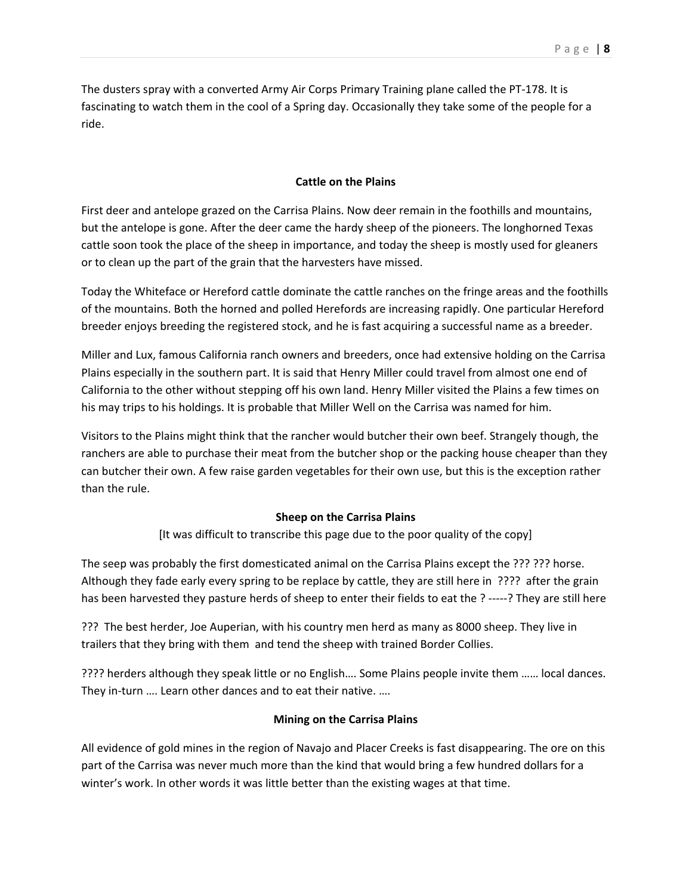The dusters spray with a converted Army Air Corps Primary Training plane called the PT-178. It is fascinating to watch them in the cool of a Spring day. Occasionally they take some of the people for a ride.

### Cattle on the Plains

First deer and antelope grazed on the Carrisa Plains. Now deer remain in the foothills and mountains, but the antelope is gone. After the deer came the hardy sheep of the pioneers. The longhorned Texas cattle soon took the place of the sheep in importance, and today the sheep is mostly used for gleaners or to clean up the part of the grain that the harvesters have missed.

Today the Whiteface or Hereford cattle dominate the cattle ranches on the fringe areas and the foothills of the mountains. Both the horned and polled Herefords are increasing rapidly. One particular Hereford breeder enjoys breeding the registered stock, and he is fast acquiring a successful name as a breeder.

Miller and Lux, famous California ranch owners and breeders, once had extensive holding on the Carrisa Plains especially in the southern part. It is said that Henry Miller could travel from almost one end of California to the other without stepping off his own land. Henry Miller visited the Plains a few times on his may trips to his holdings. It is probable that Miller Well on the Carrisa was named for him.

Visitors to the Plains might think that the rancher would butcher their own beef. Strangely though, the ranchers are able to purchase their meat from the butcher shop or the packing house cheaper than they can butcher their own. A few raise garden vegetables for their own use, but this is the exception rather than the rule.

### Sheep on the Carrisa Plains

[It was difficult to transcribe this page due to the poor quality of the copy]

The seep was probably the first domesticated animal on the Carrisa Plains except the ??? ??? horse. Although they fade early every spring to be replace by cattle, they are still here in ???? after the grain has been harvested they pasture herds of sheep to enter their fields to eat the ? -----? They are still here

??? The best herder, Joe Auperian, with his country men herd as many as 8000 sheep. They live in trailers that they bring with them and tend the sheep with trained Border Collies.

???? herders although they speak little or no English…. Some Plains people invite them …… local dances. They in-turn …. Learn other dances and to eat their native. ….

### Mining on the Carrisa Plains

All evidence of gold mines in the region of Navajo and Placer Creeks is fast disappearing. The ore on this part of the Carrisa was never much more than the kind that would bring a few hundred dollars for a winter's work. In other words it was little better than the existing wages at that time.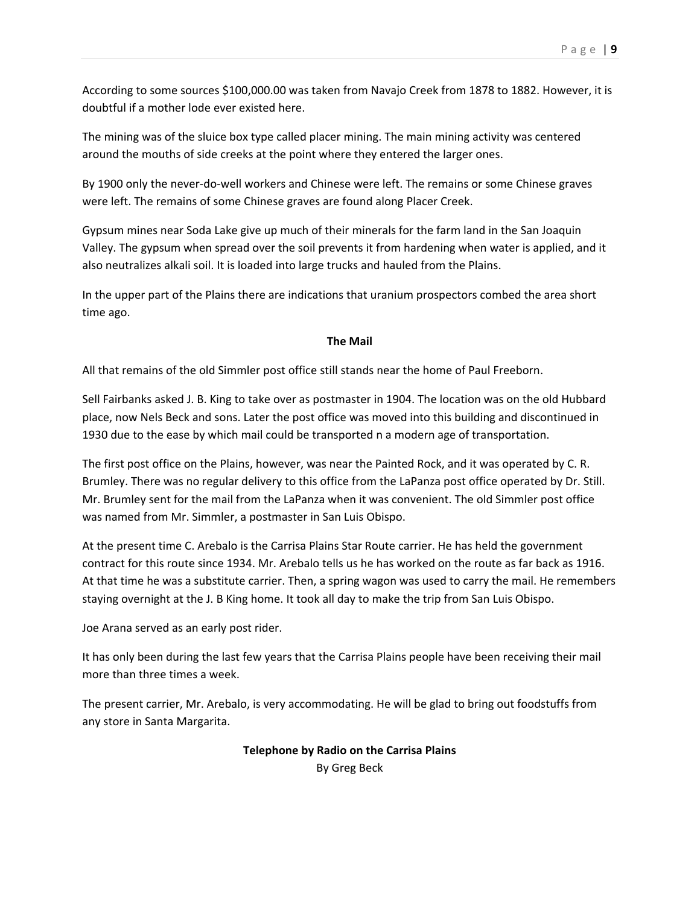According to some sources $100,000.00 was taken from Navajo Creek from 1878 to 1882. However, it is doubtful if a mother lode ever existed here.

The mining was of the sluice box type called placer mining. The main mining activity was centered around the mouths of side creeks at the point where they entered the larger ones.

By 1900 only the never-do-well workers and Chinese were left. The remains or some Chinese graves were left. The remains of some Chinese graves are found along Placer Creek.

Gypsum mines near Soda Lake give up much of their minerals for the farm land in the San Joaquin Valley. The gypsum when spread over the soil prevents it from hardening when water is applied, and it also neutralizes alkali soil. It is loaded into large trucks and hauled from the Plains.

In the upper part of the Plains there are indications that uranium prospectors combed the area short time ago.

## The Mail

All that remains of the old Simmler post office still stands near the home of Paul Freeborn.

Sell Fairbanks asked J. B. King to take over as postmaster in 1904. The location was on the old Hubbard place, now Nels Beck and sons. Later the post office was moved into this building and discontinued in 1930 due to the ease by which mail could be transported n a modern age of transportation.

The first post office on the Plains, however, was near the Painted Rock, and it was operated by C. R. Brumley. There was no regular delivery to this office from the LaPanza post office operated by Dr. Still. Mr. Brumley sent for the mail from the LaPanza when it was convenient. The old Simmler post office was named from Mr. Simmler, a postmaster in San Luis Obispo.

At the present time C. Arebalo is the Carrisa Plains Star Route carrier. He has held the government contract for this route since 1934. Mr. Arebalo tells us he has worked on the route as far back as 1916. At that time he was a substitute carrier. Then, a spring wagon was used to carry the mail. He remembers staying overnight at the J. B King home. It took all day to make the trip from San Luis Obispo.

Joe Arana served as an early post rider.

It has only been during the last few years that the Carrisa Plains people have been receiving their mail more than three times a week.

The present carrier, Mr. Arebalo, is very accommodating. He will be glad to bring out foodstuffs from any store in Santa Margarita.

## Telephone by Radio on the Carrisa Plains

By Greg Beck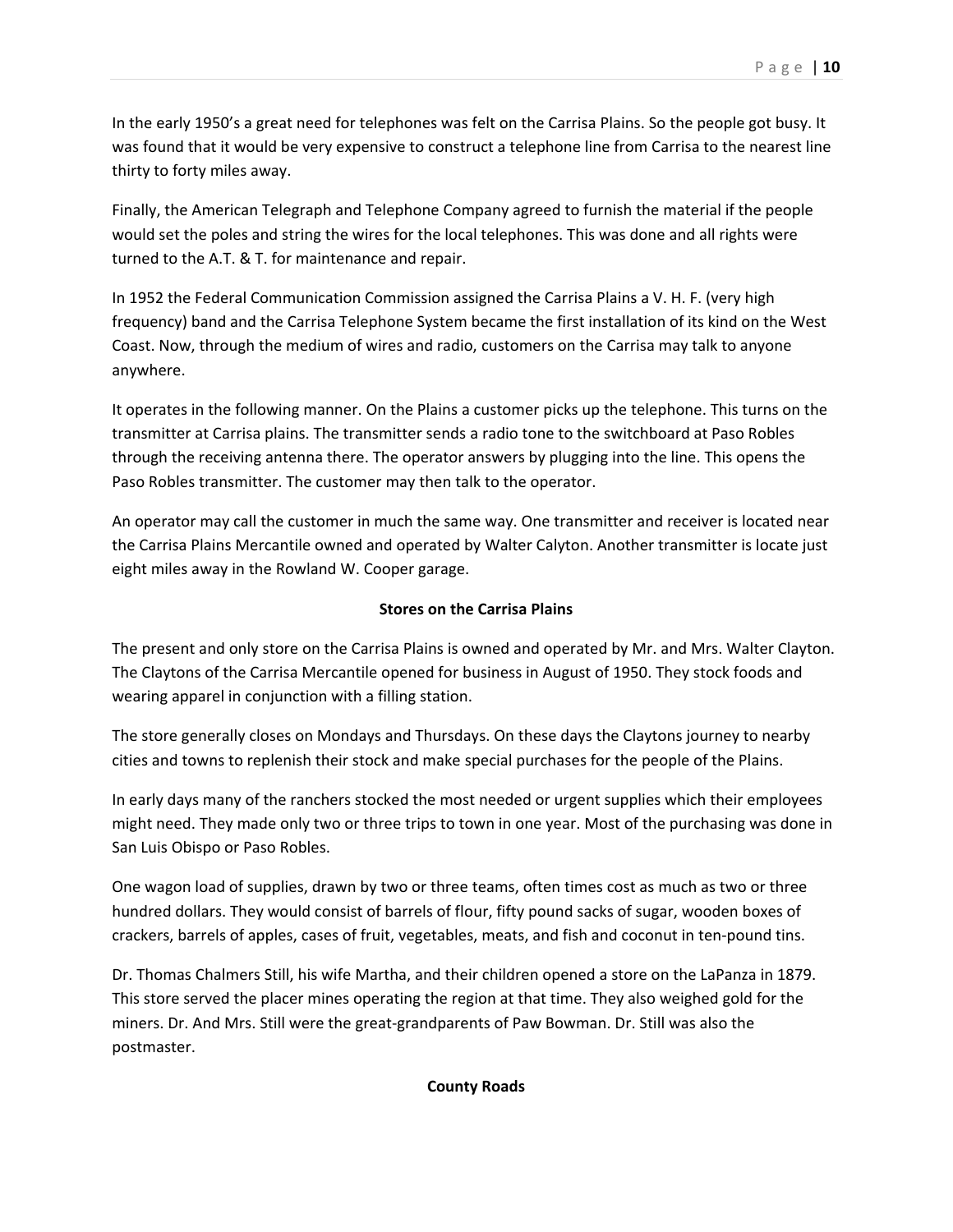In the early 1950's a great need for telephones was felt on the Carrisa Plains. So the people got busy. It was found that it would be very expensive to construct a telephone line from Carrisa to the nearest line thirty to forty miles away.

Finally, the American Telegraph and Telephone Company agreed to furnish the material if the people would set the poles and string the wires for the local telephones. This was done and all rights were turned to the A.T. & T. for maintenance and repair.

In 1952 the Federal Communication Commission assigned the Carrisa Plains a V. H. F. (very high frequency) band and the Carrisa Telephone System became the first installation of its kind on the West Coast. Now, through the medium of wires and radio, customers on the Carrisa may talk to anyone anywhere.

It operates in the following manner. On the Plains a customer picks up the telephone. This turns on the transmitter at Carrisa plains. The transmitter sends a radio tone to the switchboard at Paso Robles through the receiving antenna there. The operator answers by plugging into the line. This opens the Paso Robles transmitter. The customer may then talk to the operator.

An operator may call the customer in much the same way. One transmitter and receiver is located near the Carrisa Plains Mercantile owned and operated by Walter Calyton. Another transmitter is locate just eight miles away in the Rowland W. Cooper garage.

**Stores on the Carrisa Plains**

The present and only store on the Carrisa Plains is owned and operated by Mr. and Mrs. Walter Clayton. The Claytons of the Carrisa Mercantile opened for business in August of 1950. They stock foods and wearing apparel in conjunction with a filling station.

The store generally closes on Mondays and Thursdays. On these days the Claytons journey to nearby cities and towns to replenish their stock and make special purchases for the people of the Plains.

In early days many of the ranchers stocked the most needed or urgent supplies which their employees might need. They made only two or three trips to town in one year. Most of the purchasing was done in San Luis Obispo or Paso Robles.

One wagon load of supplies, drawn by two or three teams, often times cost as much as two or three hundred dollars. They would consist of barrels of flour, fifty pound sacks of sugar, wooden boxes of crackers, barrels of apples, cases of fruit, vegetables, meats, and fish and coconut in ten-pound tins.

Dr. Thomas Chalmers Still, his wife Martha, and their children opened a store on the LaPanza in 1879. This store served the placer mines operating the region at that time. They also weighed gold for the miners. Dr. And Mrs. Still were the great-grandparents of Paw Bowman. Dr. Still was also the postmaster.

**County Roads**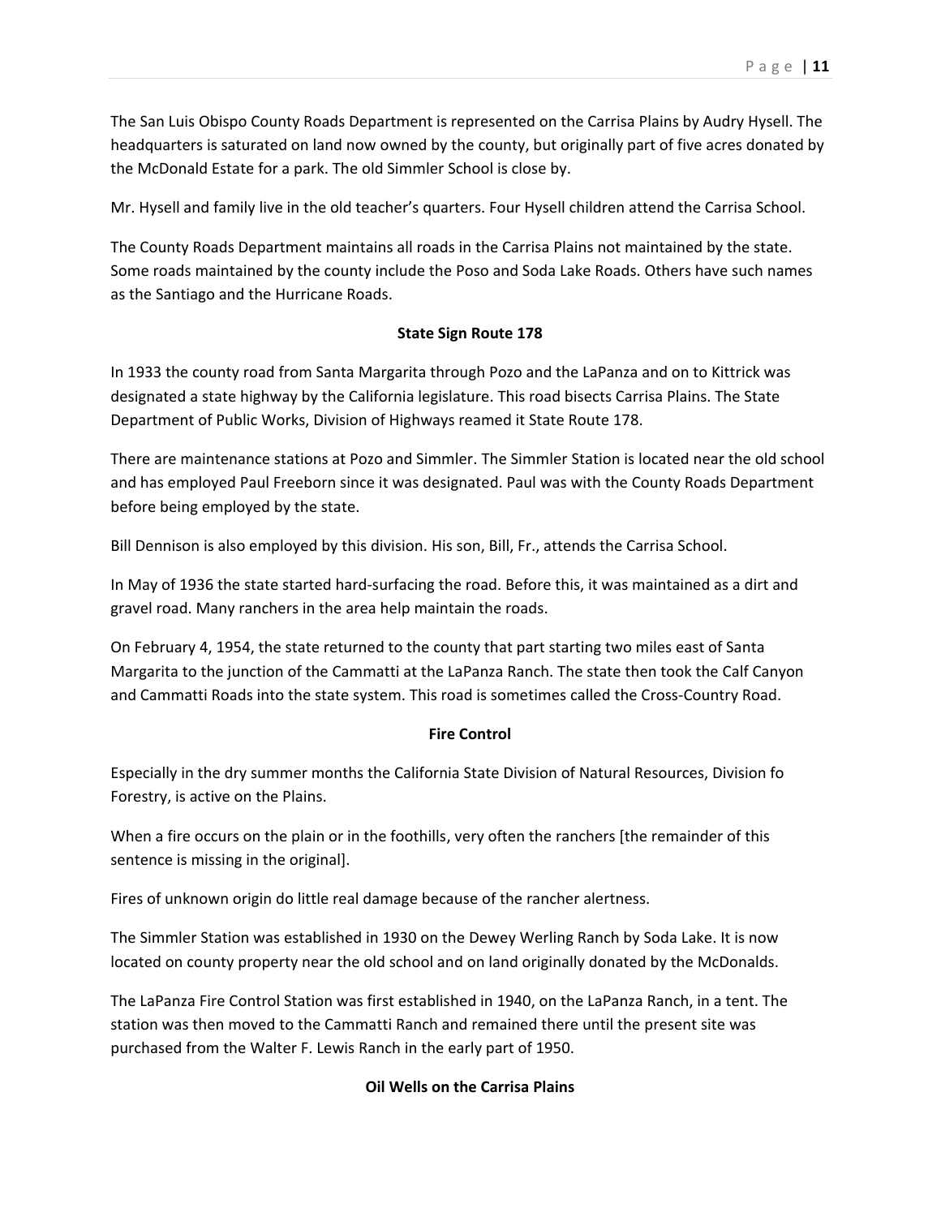The San Luis Obispo County Roads Department is represented on the Carrisa Plains by Audry Hysell. The headquarters is saturated on land now owned by the county, but originally part of five acres donated by the McDonald Estate for a park. The old Simmler School is close by.

Mr. Hysell and family live in the old teacher's quarters. Four Hysell children attend the Carrisa School.

The County Roads Department maintains all roads in the Carrisa Plains not maintained by the state. Some roads maintained by the county include the Poso and Soda Lake Roads. Others have such names as the Santiago and the Hurricane Roads.

**State Sign Route 178**

In 1933 the county road from Santa Margarita through Pozo and the LaPanza and on to Kittrick was designated a state highway by the California legislature. This road bisects Carrisa Plains. The State Department of Public Works, Division of Highways reamed it State Route 178.

There are maintenance stations at Pozo and Simmler. The Simmler Station is located near the old school and has employed Paul Freeborn since it was designated. Paul was with the County Roads Department before being employed by the state.

Bill Dennison is also employed by this division. His son, Bill, Fr., attends the Carrisa School.

In May of 1936 the state started hard-surfacing the road. Before this, it was maintained as a dirt and gravel road. Many ranchers in the area help maintain the roads.

On February 4, 1954, the state returned to the county that part starting two miles east of Santa Margarita to the junction of the Cammatti at the LaPanza Ranch. The state then took the Calf Canyon and Cammatti Roads into the state system. This road is sometimes called the Cross-Country Road.

**Fire Control**

Especially in the dry summer months the California State Division of Natural Resources, Division fo Forestry, is active on the Plains.

When a fire occurs on the plain or in the foothills, very often the ranchers [the remainder of this sentence is missing in the original].

Fires of unknown origin do little real damage because of the rancher alertness.

The Simmler Station was established in 1930 on the Dewey Werling Ranch by Soda Lake. It is now located on county property near the old school and on land originally donated by the McDonalds.

The LaPanza Fire Control Station was first established in 1940, on the LaPanza Ranch, in a tent. The station was then moved to the Cammatti Ranch and remained there until the present site was purchased from the Walter F. Lewis Ranch in the early part of 1950.

**Oil Wells on the Carrisa Plains**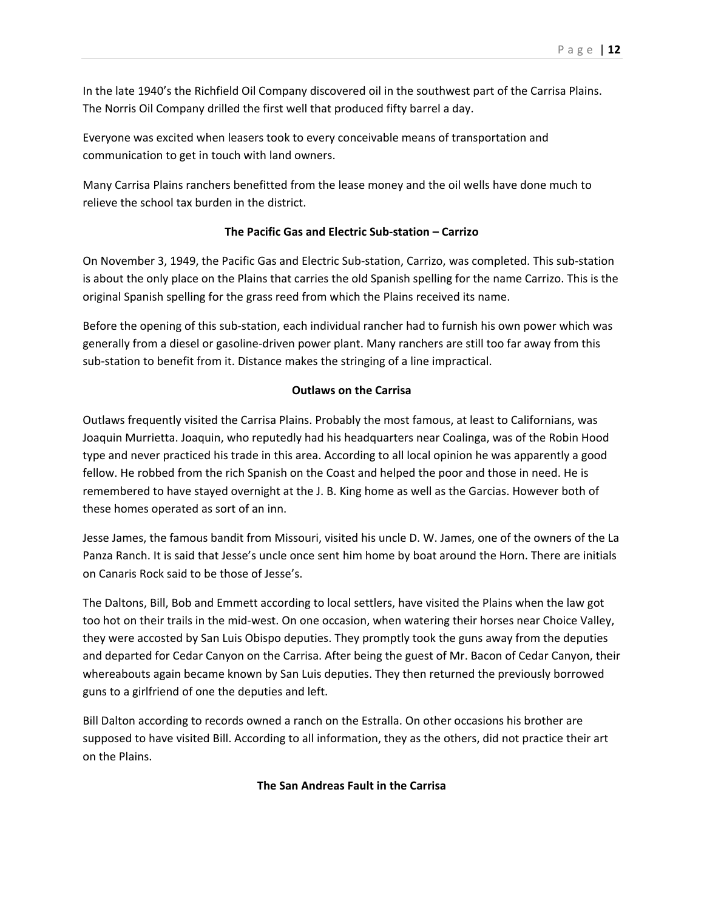In the late 1940's the Richfield Oil Company discovered oil in the southwest part of the Carrisa Plains. The Norris Oil Company drilled the first well that produced fifty barrel a day.

Everyone was excited when leasers took to every conceivable means of transportation and communication to get in touch with land owners.

Many Carrisa Plains ranchers benefitted from the lease money and the oil wells have done much to relieve the school tax burden in the district.

### The Pacific Gas and Electric Sub-station – Carrizo

On November 3, 1949, the Pacific Gas and Electric Sub-station, Carrizo, was completed. This sub-station is about the only place on the Plains that carries the old Spanish spelling for the name Carrizo. This is the original Spanish spelling for the grass reed from which the Plains received its name.

Before the opening of this sub-station, each individual rancher had to furnish his own power which was generally from a diesel or gasoline-driven power plant. Many ranchers are still too far away from this sub-station to benefit from it. Distance makes the stringing of a line impractical.

### Outlaws on the Carrisa

Outlaws frequently visited the Carrisa Plains. Probably the most famous, at least to Californians, was Joaquin Murrietta. Joaquin, who reputedly had his headquarters near Coalinga, was of the Robin Hood type and never practiced his trade in this area. According to all local opinion he was apparently a good fellow. He robbed from the rich Spanish on the Coast and helped the poor and those in need. He is remembered to have stayed overnight at the J. B. King home as well as the Garcias. However both of these homes operated as sort of an inn.

Jesse James, the famous bandit from Missouri, visited his uncle D. W. James, one of the owners of the La Panza Ranch. It is said that Jesse's uncle once sent him home by boat around the Horn. There are initials on Canaris Rock said to be those of Jesse's.

The Daltons, Bill, Bob and Emmett according to local settlers, have visited the Plains when the law got too hot on their trails in the mid-west. On one occasion, when watering their horses near Choice Valley, they were accosted by San Luis Obispo deputies. They promptly took the guns away from the deputies and departed for Cedar Canyon on the Carrisa. After being the guest of Mr. Bacon of Cedar Canyon, their whereabouts again became known by San Luis deputies. They then returned the previously borrowed guns to a girlfriend of one the deputies and left.

Bill Dalton according to records owned a ranch on the Estralla. On other occasions his brother are supposed to have visited Bill. According to all information, they as the others, did not practice their art on the Plains.

### The San Andreas Fault in the Carrisa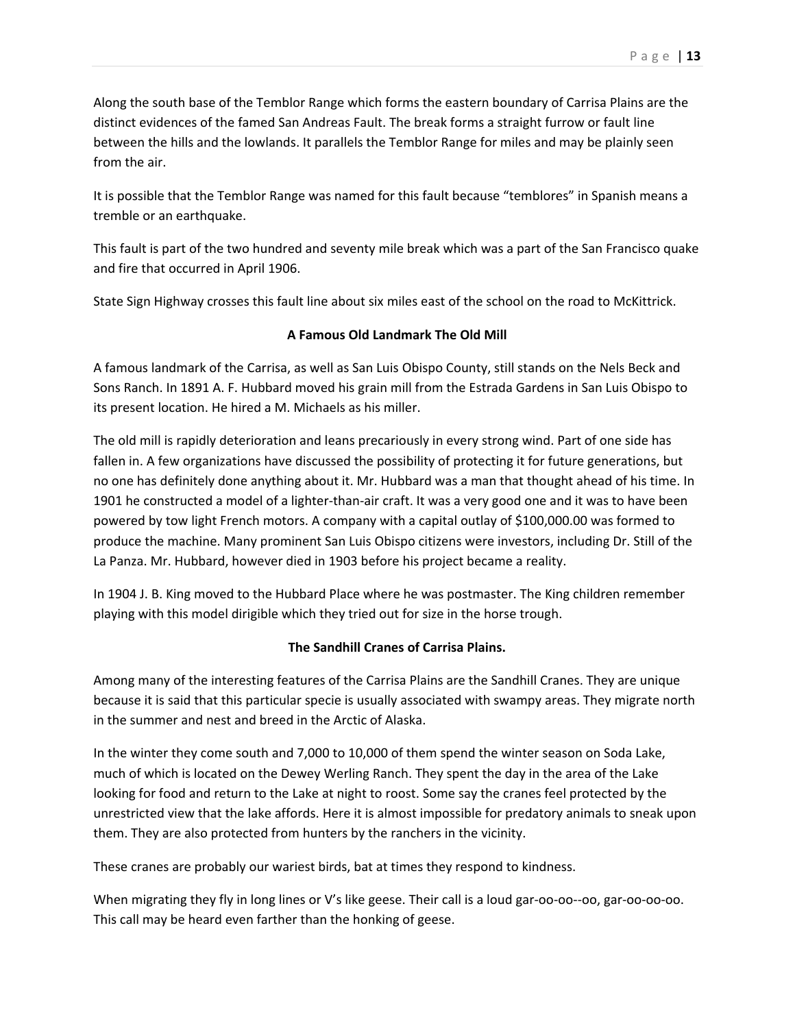Along the south base of the Temblor Range which forms the eastern boundary of Carrisa Plains are the distinct evidences of the famed San Andreas Fault. The break forms a straight furrow or fault line between the hills and the lowlands. It parallels the Temblor Range for miles and may be plainly seen from the air.

It is possible that the Temblor Range was named for this fault because "temblores" in Spanish means a tremble or an earthquake.

This fault is part of the two hundred and seventy mile break which was a part of the San Francisco quake and fire that occurred in April 1906.

State Sign Highway crosses this fault line about six miles east of the school on the road to McKittrick.

**A Famous Old Landmark The Old Mill**

A famous landmark of the Carrisa, as well as San Luis Obispo County, still stands on the Nels Beck and Sons Ranch. In 1891 A. F. Hubbard moved his grain mill from the Estrada Gardens in San Luis Obispo to its present location. He hired a M. Michaels as his miller.

The old mill is rapidly deterioration and leans precariously in every strong wind. Part of one side has fallen in. A few organizations have discussed the possibility of protecting it for future generations, but no one has definitely done anything about it. Mr. Hubbard was a man that thought ahead of his time. In 1901 he constructed a model of a lighter-than-air craft. It was a very good one and it was to have been powered by tow light French motors. A company with a capital outlay of $100,000.00 was formed to produce the machine. Many prominent San Luis Obispo citizens were investors, including Dr. Still of the La Panza. Mr. Hubbard, however died in 1903 before his project became a reality.

In 1904 J. B. King moved to the Hubbard Place where he was postmaster. The King children remember playing with this model dirigible which they tried out for size in the horse trough.

**The Sandhill Cranes of Carrisa Plains.**

Among many of the interesting features of the Carrisa Plains are the Sandhill Cranes. They are unique because it is said that this particular specie is usually associated with swampy areas. They migrate north in the summer and nest and breed in the Arctic of Alaska.

In the winter they come south and 7,000 to 10,000 of them spend the winter season on Soda Lake, much of which is located on the Dewey Werling Ranch. They spent the day in the area of the Lake looking for food and return to the Lake at night to roost. Some say the cranes feel protected by the unrestricted view that the lake affords. Here it is almost impossible for predatory animals to sneak upon them. They are also protected from hunters by the ranchers in the vicinity.

These cranes are probably our wariest birds, bat at times they respond to kindness.

When migrating they fly in long lines or V's like geese. Their call is a loud gar-oo-oo--oo, gar-oo-oo-oo. This call may be heard even farther than the honking of geese.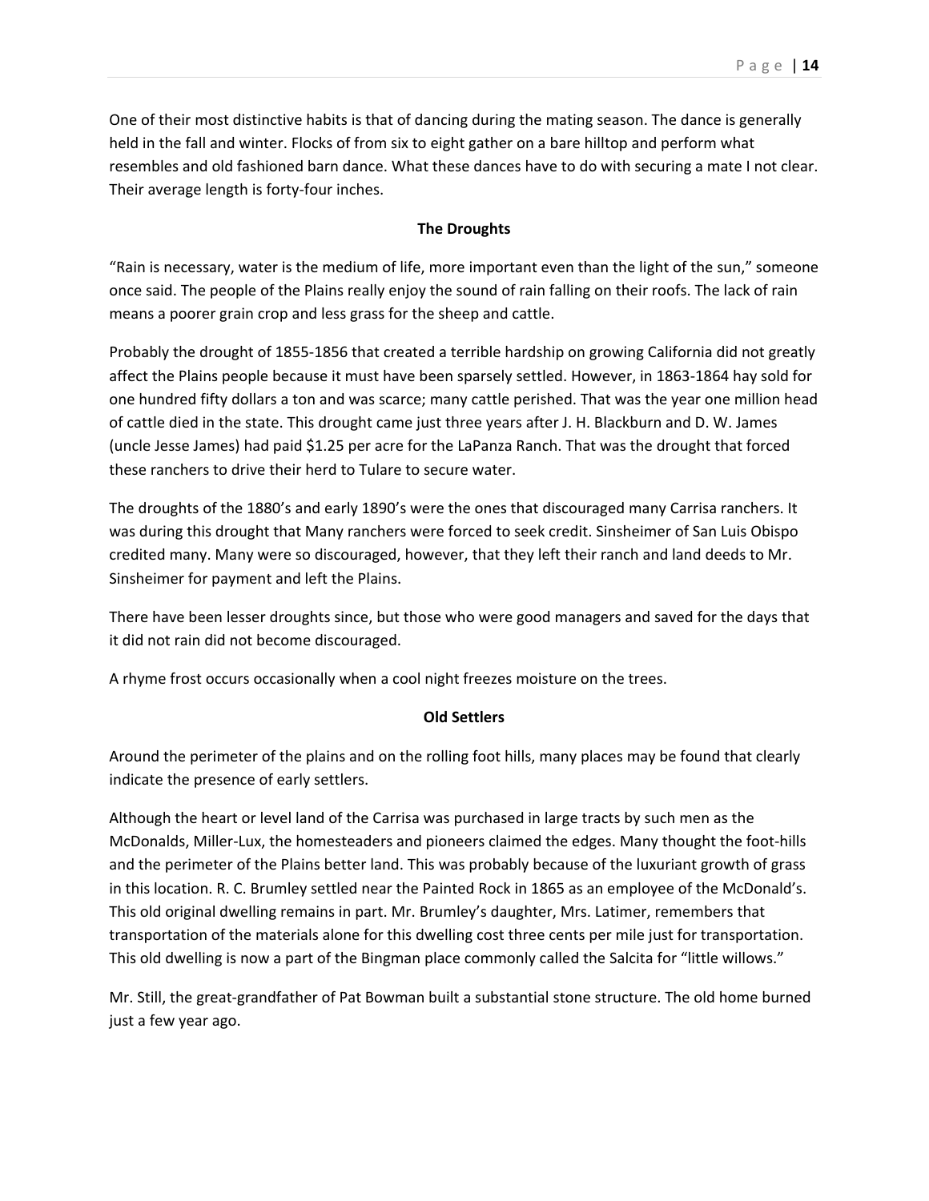One of their most distinctive habits is that of dancing during the mating season. The dance is generally held in the fall and winter. Flocks of from six to eight gather on a bare hilltop and perform what resembles and old fashioned barn dance. What these dances have to do with securing a mate I not clear. Their average length is forty-four inches.

### The Droughts

"Rain is necessary, water is the medium of life, more important even than the light of the sun," someone once said. The people of the Plains really enjoy the sound of rain falling on their roofs. The lack of rain means a poorer grain crop and less grass for the sheep and cattle.

Probably the drought of 1855-1856 that created a terrible hardship on growing California did not greatly affect the Plains people because it must have been sparsely settled. However, in 1863-1864 hay sold for one hundred fifty dollars a ton and was scarce; many cattle perished. That was the year one million head of cattle died in the state. This drought came just three years after J. H. Blackburn and D. W. James (uncle Jesse James) had paid $1.25 per acre for the LaPanza Ranch. That was the drought that forced these ranchers to drive their herd to Tulare to secure water.

The droughts of the 1880's and early 1890's were the ones that discouraged many Carrisa ranchers. It was during this drought that Many ranchers were forced to seek credit. Sinsheimer of San Luis Obispo credited many. Many were so discouraged, however, that they left their ranch and land deeds to Mr. Sinsheimer for payment and left the Plains.

There have been lesser droughts since, but those who were good managers and saved for the days that it did not rain did not become discouraged.

A rhyme frost occurs occasionally when a cool night freezes moisture on the trees.

### Old Settlers

Around the perimeter of the plains and on the rolling foot hills, many places may be found that clearly indicate the presence of early settlers.

Although the heart or level land of the Carrisa was purchased in large tracts by such men as the McDonalds, Miller-Lux, the homesteaders and pioneers claimed the edges. Many thought the foot-hills and the perimeter of the Plains better land. This was probably because of the luxuriant growth of grass in this location. R. C. Brumley settled near the Painted Rock in 1865 as an employee of the McDonald's. This old original dwelling remains in part. Mr. Brumley's daughter, Mrs. Latimer, remembers that transportation of the materials alone for this dwelling cost three cents per mile just for transportation. This old dwelling is now a part of the Bingman place commonly called the Salcita for "little willows."

Mr. Still, the great-grandfather of Pat Bowman built a substantial stone structure. The old home burned just a few year ago.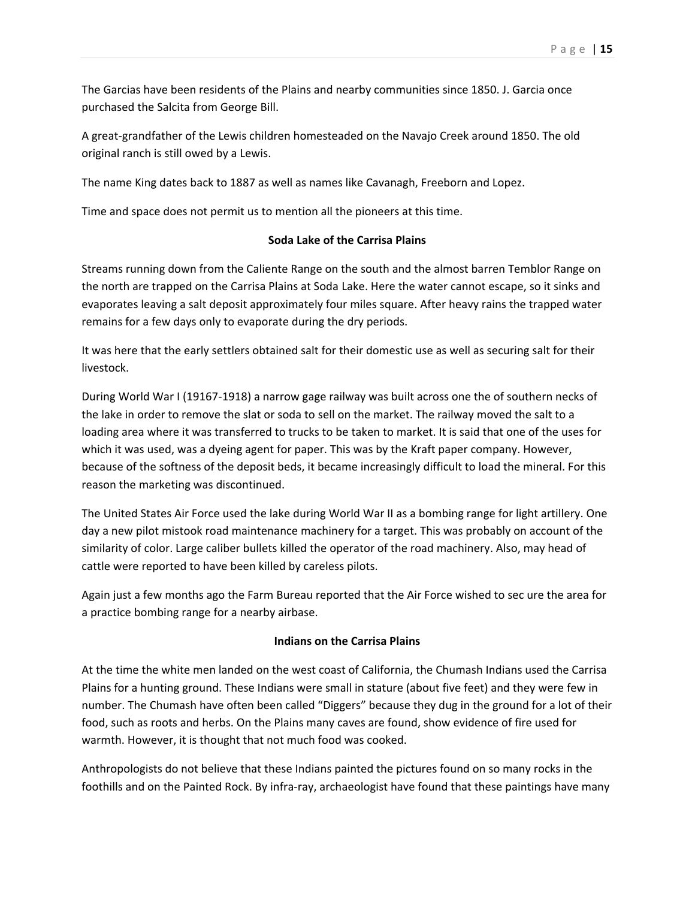The Garcias have been residents of the Plains and nearby communities since 1850. J. Garcia once purchased the Salcita from George Bill.

A great-grandfather of the Lewis children homesteaded on the Navajo Creek around 1850. The old original ranch is still owed by a Lewis.

The name King dates back to 1887 as well as names like Cavanagh, Freeborn and Lopez.

Time and space does not permit us to mention all the pioneers at this time.

**Soda Lake of the Carrisa Plains**

Streams running down from the Caliente Range on the south and the almost barren Temblor Range on the north are trapped on the Carrisa Plains at Soda Lake. Here the water cannot escape, so it sinks and evaporates leaving a salt deposit approximately four miles square. After heavy rains the trapped water remains for a few days only to evaporate during the dry periods.

It was here that the early settlers obtained salt for their domestic use as well as securing salt for their livestock.

During World War I (19167-1918) a narrow gage railway was built across one the of southern necks of the lake in order to remove the slat or soda to sell on the market. The railway moved the salt to a loading area where it was transferred to trucks to be taken to market. It is said that one of the uses for which it was used, was a dyeing agent for paper. This was by the Kraft paper company. However, because of the softness of the deposit beds, it became increasingly difficult to load the mineral. For this reason the marketing was discontinued.

The United States Air Force used the lake during World War II as a bombing range for light artillery. One day a new pilot mistook road maintenance machinery for a target. This was probably on account of the similarity of color. Large caliber bullets killed the operator of the road machinery. Also, may head of cattle were reported to have been killed by careless pilots.

Again just a few months ago the Farm Bureau reported that the Air Force wished to sec ure the area for a practice bombing range for a nearby airbase.

**Indians on the Carrisa Plains**

At the time the white men landed on the west coast of California, the Chumash Indians used the Carrisa Plains for a hunting ground. These Indians were small in stature (about five feet) and they were few in number. The Chumash have often been called "Diggers" because they dug in the ground for a lot of their food, such as roots and herbs. On the Plains many caves are found, show evidence of fire used for warmth. However, it is thought that not much food was cooked.

Anthropologists do not believe that these Indians painted the pictures found on so many rocks in the foothills and on the Painted Rock. By infra-ray, archaeologist have found that these paintings have many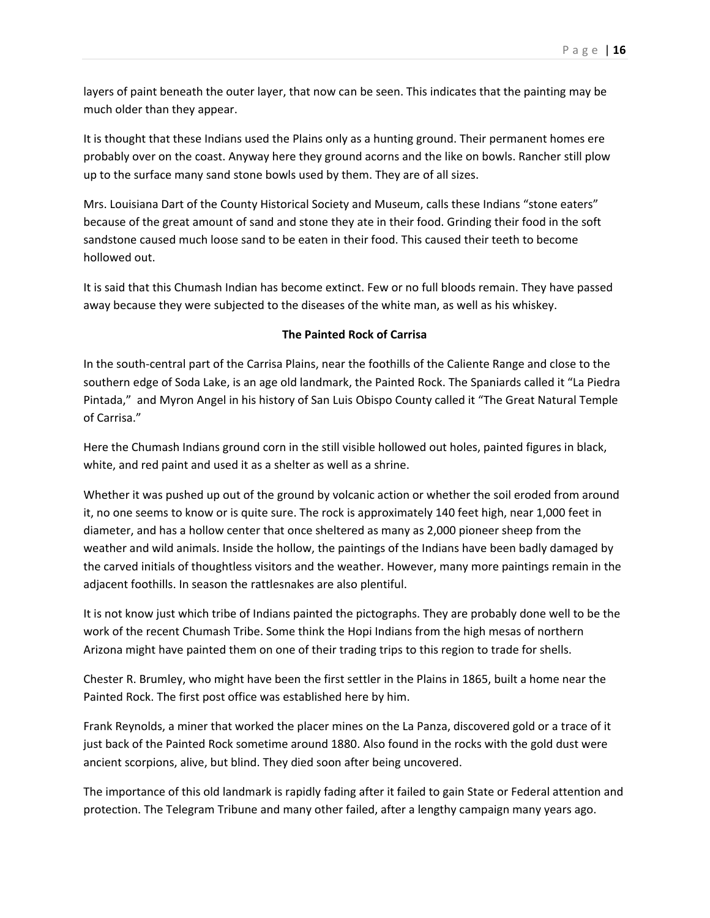layers of paint beneath the outer layer, that now can be seen. This indicates that the painting may be much older than they appear.

It is thought that these Indians used the Plains only as a hunting ground. Their permanent homes ere probably over on the coast. Anyway here they ground acorns and the like on bowls. Rancher still plow up to the surface many sand stone bowls used by them. They are of all sizes.

Mrs. Louisiana Dart of the County Historical Society and Museum, calls these Indians "stone eaters" because of the great amount of sand and stone they ate in their food. Grinding their food in the soft sandstone caused much loose sand to be eaten in their food. This caused their teeth to become hollowed out.

It is said that this Chumash Indian has become extinct. Few or no full bloods remain. They have passed away because they were subjected to the diseases of the white man, as well as his whiskey.

**The Painted Rock of Carrisa**

In the south-central part of the Carrisa Plains, near the foothills of the Caliente Range and close to the southern edge of Soda Lake, is an age old landmark, the Painted Rock. The Spaniards called it "La Piedra Pintada," and Myron Angel in his history of San Luis Obispo County called it "The Great Natural Temple of Carrisa."

Here the Chumash Indians ground corn in the still visible hollowed out holes, painted figures in black, white, and red paint and used it as a shelter as well as a shrine.

Whether it was pushed up out of the ground by volcanic action or whether the soil eroded from around it, no one seems to know or is quite sure. The rock is approximately 140 feet high, near 1,000 feet in diameter, and has a hollow center that once sheltered as many as 2,000 pioneer sheep from the weather and wild animals. Inside the hollow, the paintings of the Indians have been badly damaged by the carved initials of thoughtless visitors and the weather. However, many more paintings remain in the adjacent foothills. In season the rattlesnakes are also plentiful.

It is not know just which tribe of Indians painted the pictographs. They are probably done well to be the work of the recent Chumash Tribe. Some think the Hopi Indians from the high mesas of northern Arizona might have painted them on one of their trading trips to this region to trade for shells.

Chester R. Brumley, who might have been the first settler in the Plains in 1865, built a home near the Painted Rock. The first post office was established here by him.

Frank Reynolds, a miner that worked the placer mines on the La Panza, discovered gold or a trace of it just back of the Painted Rock sometime around 1880. Also found in the rocks with the gold dust were ancient scorpions, alive, but blind. They died soon after being uncovered.

The importance of this old landmark is rapidly fading after it failed to gain State or Federal attention and protection. The Telegram Tribune and many other failed, after a lengthy campaign many years ago.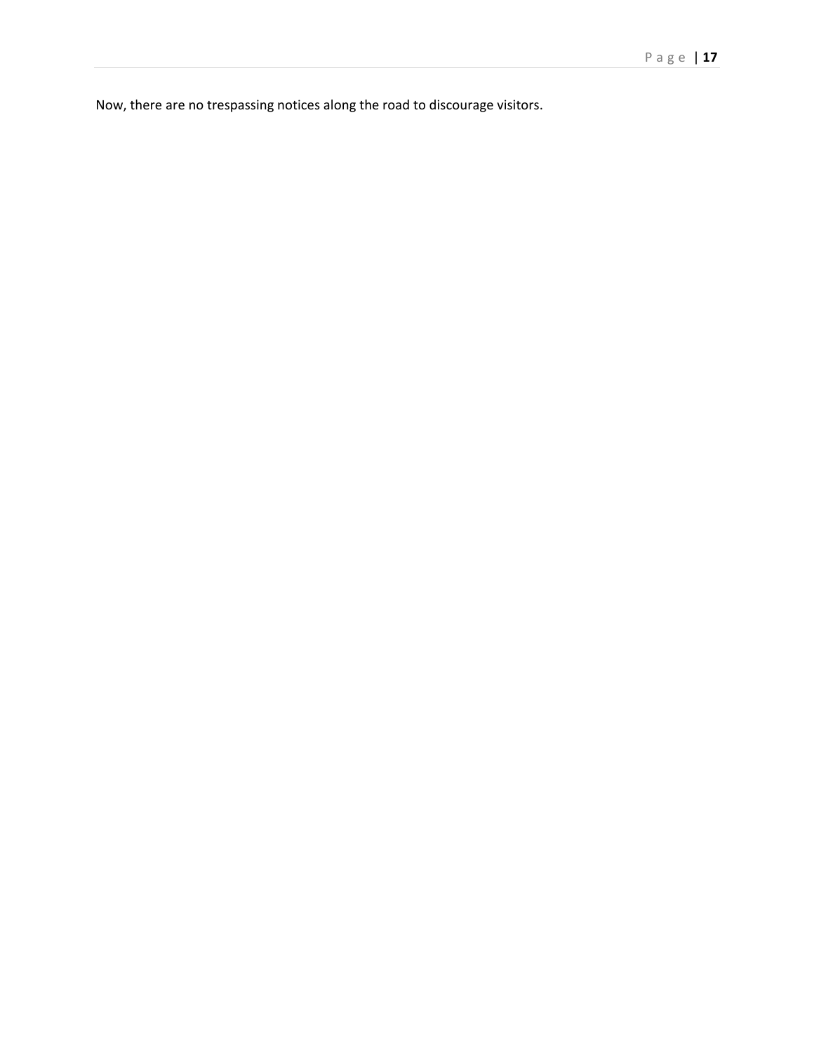Now, there are no trespassing notices along the road to discourage visitors.